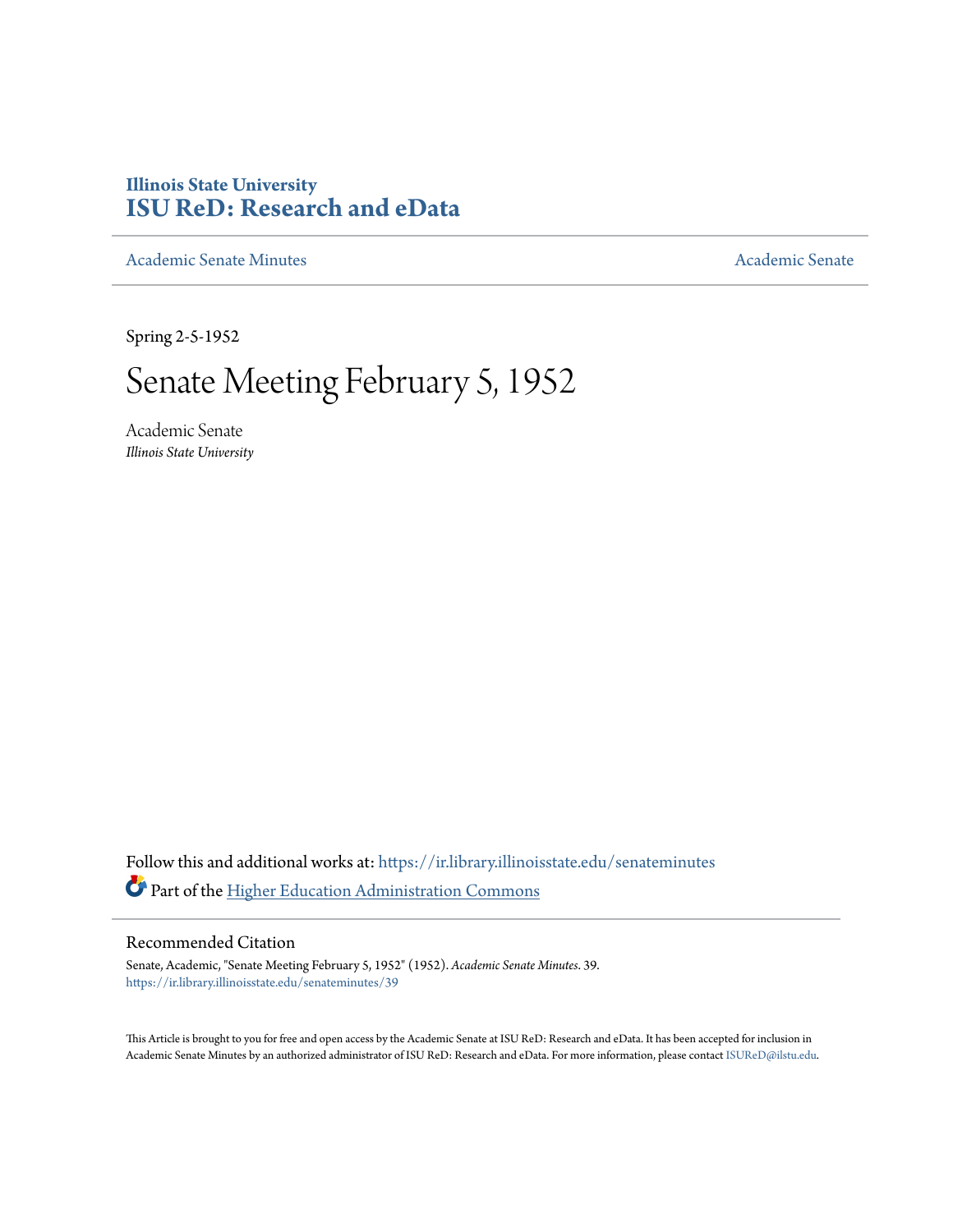Illinois State University
# ISU ReD: Research and eData

Academic Senate Minutes | Academic Senate

Spring 2-5-1952

# Senate Meeting February 5, 1952

Academic Senate
*Illinois State University*

Follow this and additional works at: https://ir.library.illinoisstate.edu/senateminutes

Part of the Higher Education Administration Commons

## Recommended Citation

Senate, Academic, "Senate Meeting February 5, 1952" (1952). *Academic Senate Minutes*. 39.
https://ir.library.illinoisstate.edu/senateminutes/39

This Article is brought to you for free and open access by the Academic Senate at ISU ReD: Research and eData. It has been accepted for inclusion in Academic Senate Minutes by an authorized administrator of ISU ReD: Research and eData. For more information, please contact ISUReD@ilstu.edu.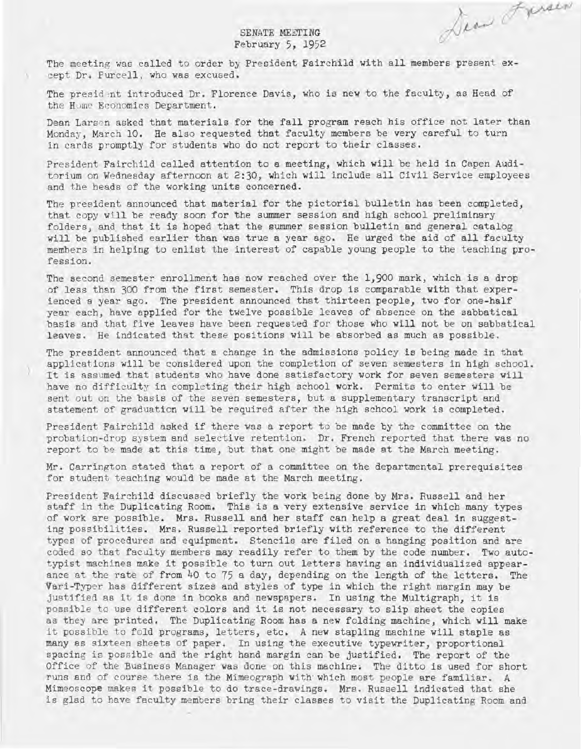Dean Larsen

# SENATE MEETING
February 5, 1952

The meeting was called to order by President Fairchild with all members present except Dr. Purcell, who was excused.

The president introduced Dr. Florence Davis, who is new to the faculty, as Head of the Home Economics Department.

Dean Larsen asked that materials for the fall program reach his office not later than Monday, March 10. He also requested that faculty members be very careful to turn in cards promptly for students who do not report to their classes.

President Fairchild called attention to a meeting, which will be held in Capen Auditorium on Wednesday afternoon at 2:30, which will include all Civil Service employees and the heads of the working units concerned.

The president announced that material for the pictorial bulletin has been completed, that copy will be ready soon for the summer session and high school preliminary folders, and that it is hoped that the summer session bulletin and general catalog will be published earlier than was true a year ago. He urged the aid of all faculty members in helping to enlist the interest of capable young people to the teaching profession.

The second semester enrollment has now reached over the 1,900 mark, which is a drop of less than 300 from the first semester. This drop is comparable with that experienced a year ago. The president announced that thirteen people, two for one-half year each, have applied for the twelve possible leaves of absence on the sabbatical basis and that five leaves have been requested for those who will not be on sabbatical leaves. He indicated that these positions will be absorbed as much as possible.

The president announced that a change in the admissions policy is being made in that applications will be considered upon the completion of seven semesters in high school. It is assumed that students who have done satisfactory work for seven semesters will have no difficulty in completing their high school work. Permits to enter will be sent out on the basis of the seven semesters, but a supplementary transcript and statement of graduation will be required after the high school work is completed.

President Fairchild asked if there was a report to be made by the committee on the probation-drop system and selective retention. Dr. French reported that there was no report to be made at this time, but that one might be made at the March meeting.

Mr. Carrington stated that a report of a committee on the departmental prerequisites for student teaching would be made at the March meeting.

President Fairchild discussed briefly the work being done by Mrs. Russell and her staff in the Duplicating Room. This is a very extensive service in which many types of work are possible. Mrs. Russell and her staff can help a great deal in suggesting possibilities. Mrs. Russell reported briefly with reference to the different types of procedures and equipment. Stencils are filed on a hanging position and are coded so that faculty members may readily refer to them by the code number. Two autotypist machines make it possible to turn out letters having an individualized appearance at the rate of from 40 to 75 a day, depending on the length of the letters. The Vari-Typer has different sizes and styles of type in which the right margin may be justified as it is done in books and newspapers. In using the Multigraph, it is possible to use different colors and it is not necessary to slip sheet the copies as they are printed. The Duplicating Room has a new folding machine, which will make it possible to fold programs, letters, etc. A new stapling machine will staple as many as sixteen sheets of paper. In using the executive typewriter, proportional spacing is possible and the right hand margin can be justified. The report of the Office of the Business Manager was done on this machine. The ditto is used for short runs and of course there is the Mimeograph with which most people are familiar. A Mimeoscope makes it possible to do trace-drawings. Mrs. Russell indicated that she is glad to have faculty members bring their classes to visit the Duplicating Room and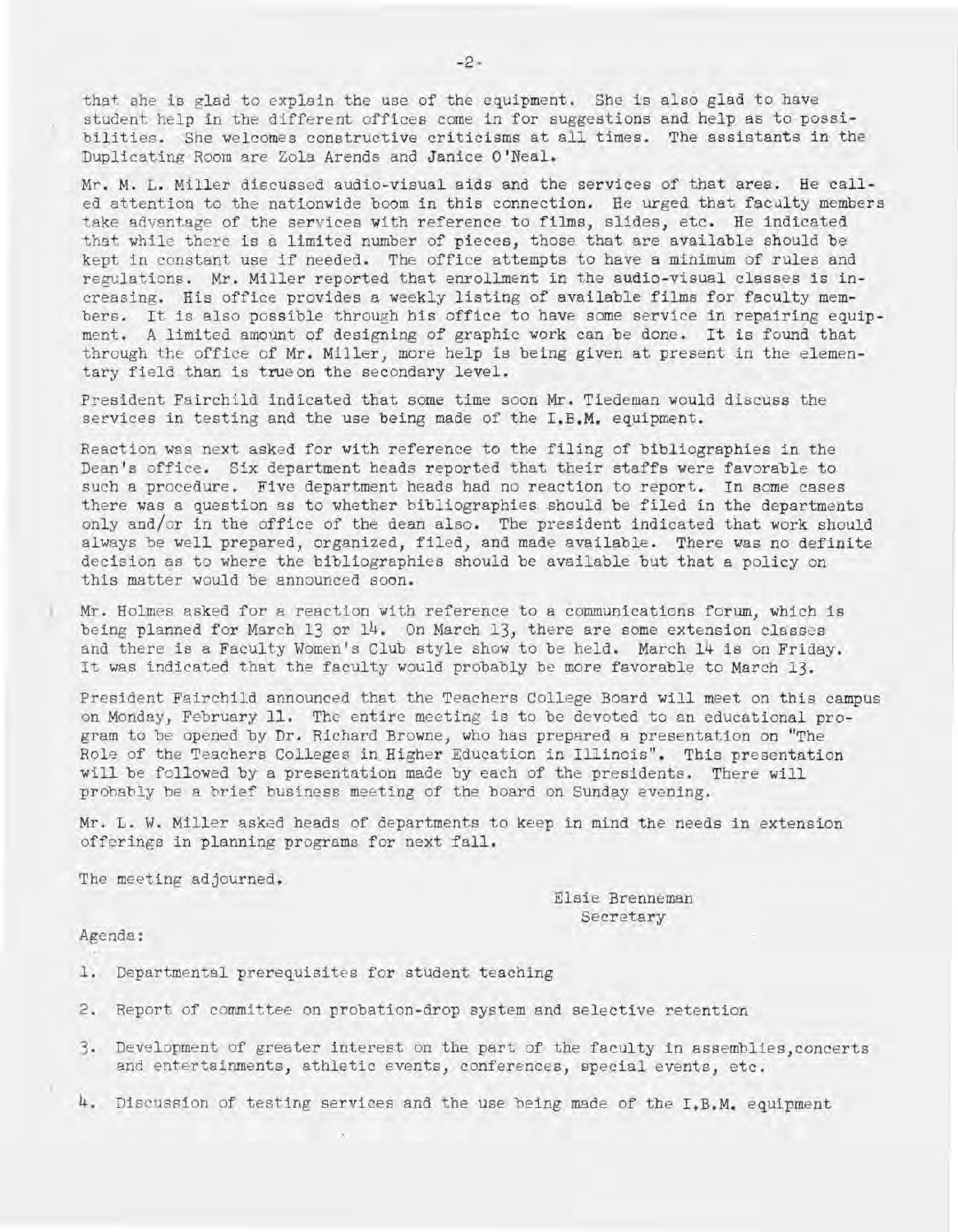that she is glad to explain the use of the equipment. She is also glad to have student help in the different offices come in for suggestions and help as to possibilities. She welcomes constructive criticisms at all times. The assistants in the Duplicating Room are Zola Arends and Janice O'Neal.

Mr. M. L. Miller discussed audio-visual aids and the services of that area. He called attention to the nationwide boom in this connection. He urged that faculty members take advantage of the services with reference to films, slides, etc. He indicated that while there is a limited number of pieces, those that are available should be kept in constant use if needed. The office attempts to have a minimum of rules and regulations. Mr. Miller reported that enrollment in the audio-visual classes is increasing. His office provides a weekly listing of available films for faculty members. It is also possible through his office to have some service in repairing equipment. A limited amount of designing of graphic work can be done. It is found that through the office of Mr. Miller, more help is being given at present in the elementary field than is true on the secondary level.

President Fairchild indicated that some time soon Mr. Tiedeman would discuss the services in testing and the use being made of the I.B.M. equipment.

Reaction was next asked for with reference to the filing of bibliographies in the Dean's office. Six department heads reported that their staffs were favorable to such a procedure. Five department heads had no reaction to report. In some cases there was a question as to whether bibliographies should be filed in the departments only and/or in the office of the dean also. The president indicated that work should always be well prepared, organized, filed, and made available. There was no definite decision as to where the bibliographies should be available but that a policy on this matter would be announced soon.

Mr. Holmes asked for a reaction with reference to a communications forum, which is being planned for March 13 or 14. On March 13, there are some extension classes and there is a Faculty Women's Club style show to be held. March 14 is on Friday. It was indicated that the faculty would probably be more favorable to March 13.

President Fairchild announced that the Teachers College Board will meet on this campus on Monday, February 11. The entire meeting is to be devoted to an educational program to be opened by Dr. Richard Browne, who has prepared a presentation on "The Role of the Teachers Colleges in Higher Education in Illinois". This presentation will be followed by a presentation made by each of the presidents. There will probably be a brief business meeting of the board on Sunday evening.

Mr. L. W. Miller asked heads of departments to keep in mind the needs in extension offerings in planning programs for next fall.

The meeting adjourned.

Elsie Brenneman
Secretary

Agenda:

1. Departmental prerequisites for student teaching
2. Report of committee on probation-drop system and selective retention
3. Development of greater interest on the part of the faculty in assemblies, concerts and entertainments, athletic events, conferences, special events, etc.
4. Discussion of testing services and the use being made of the I.B.M. equipment